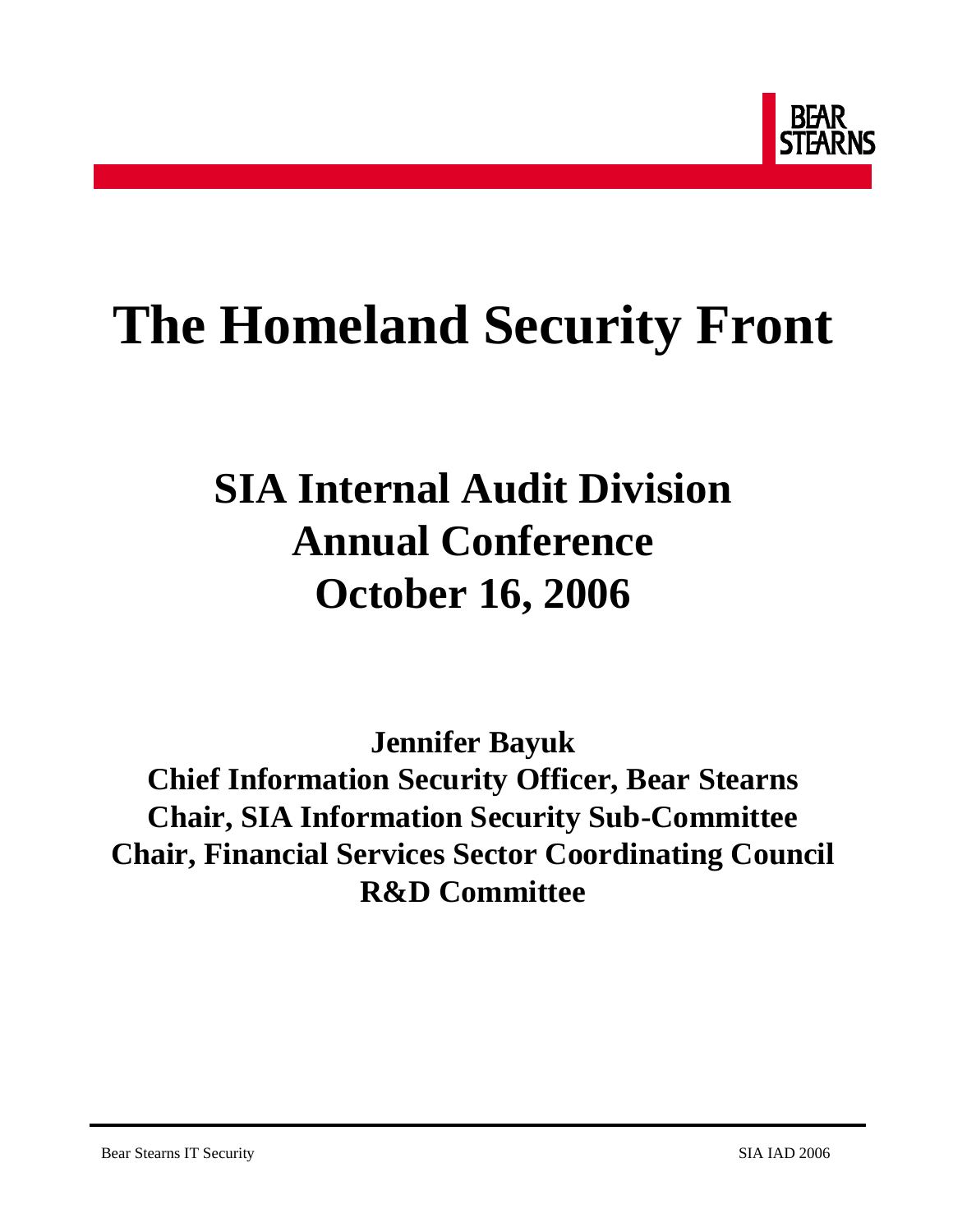# The Homeland Security Front

## SIA Internal Audit Division
## Annual Conference
## October 16, 2006

**Jennifer Bayuk**
**Chief Information Security Officer, Bear Stearns**
**Chair, SIA Information Security Sub-Committee**
**Chair, Financial Services Sector Coordinating Council R&D Committee**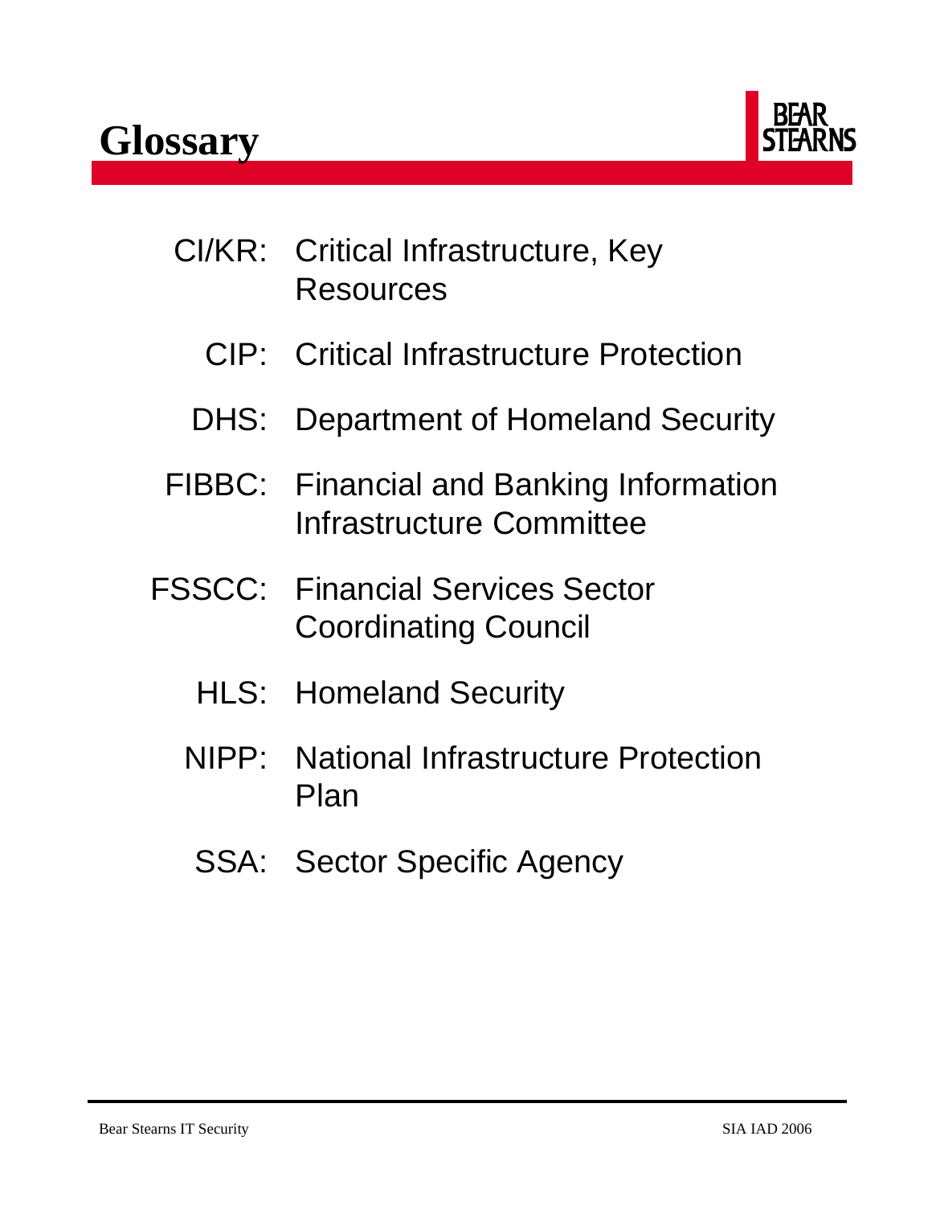# Glossary

- CI/KR: Critical Infrastructure, Key Resources
- CIP: Critical Infrastructure Protection
- DHS: Department of Homeland Security
- FIBBC: Financial and Banking Information Infrastructure Committee
- FSSCC: Financial Services Sector Coordinating Council
- HLS: Homeland Security
- NIPP: National Infrastructure Protection Plan
- SSA: Sector Specific Agency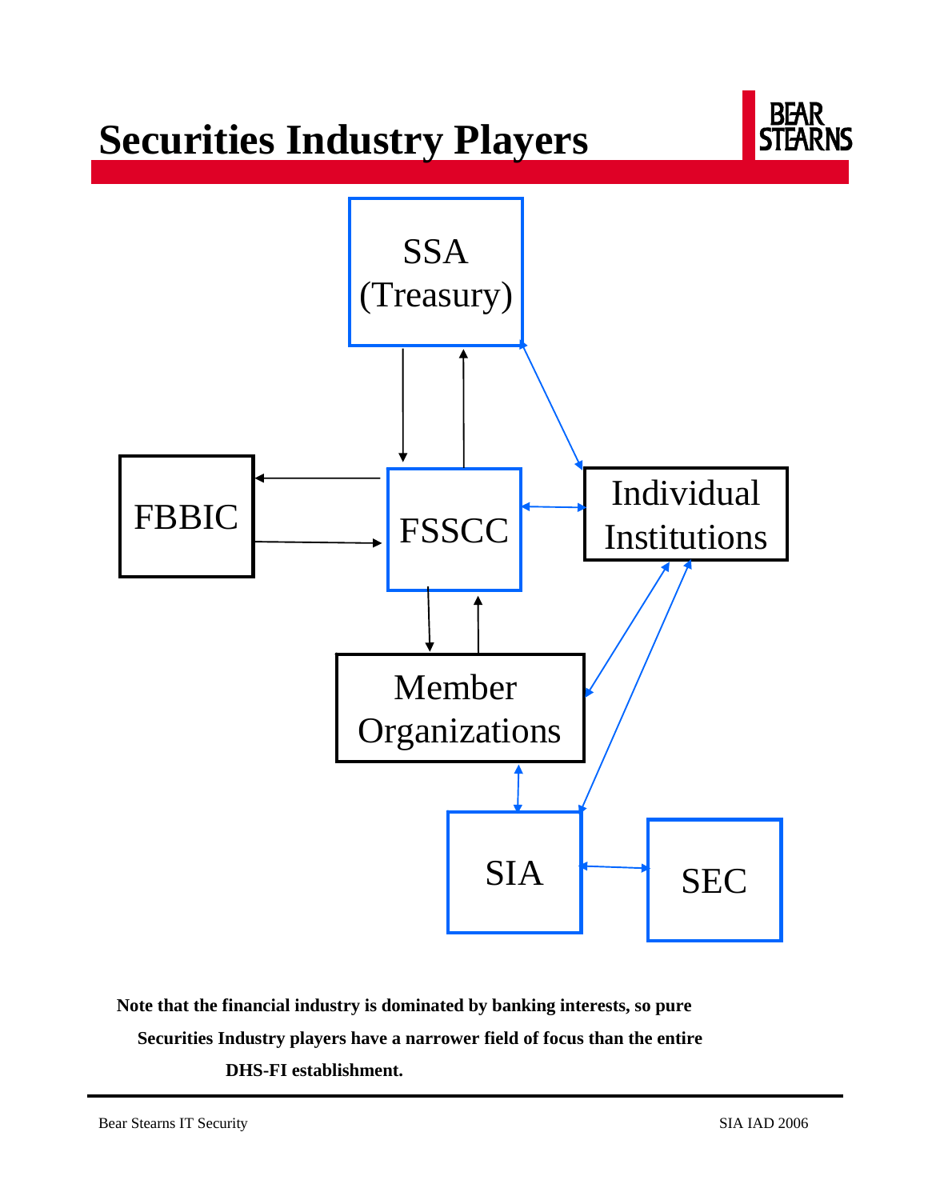# Securities Industry Players

SSA (Treasury)

FBBIC

FSSCC

Individual Institutions

Member Organizations

SIA

SEC

**Note that the financial industry is dominated by banking interests, so pure Securities Industry players have a narrower field of focus than the entire DHS-FI establishment.**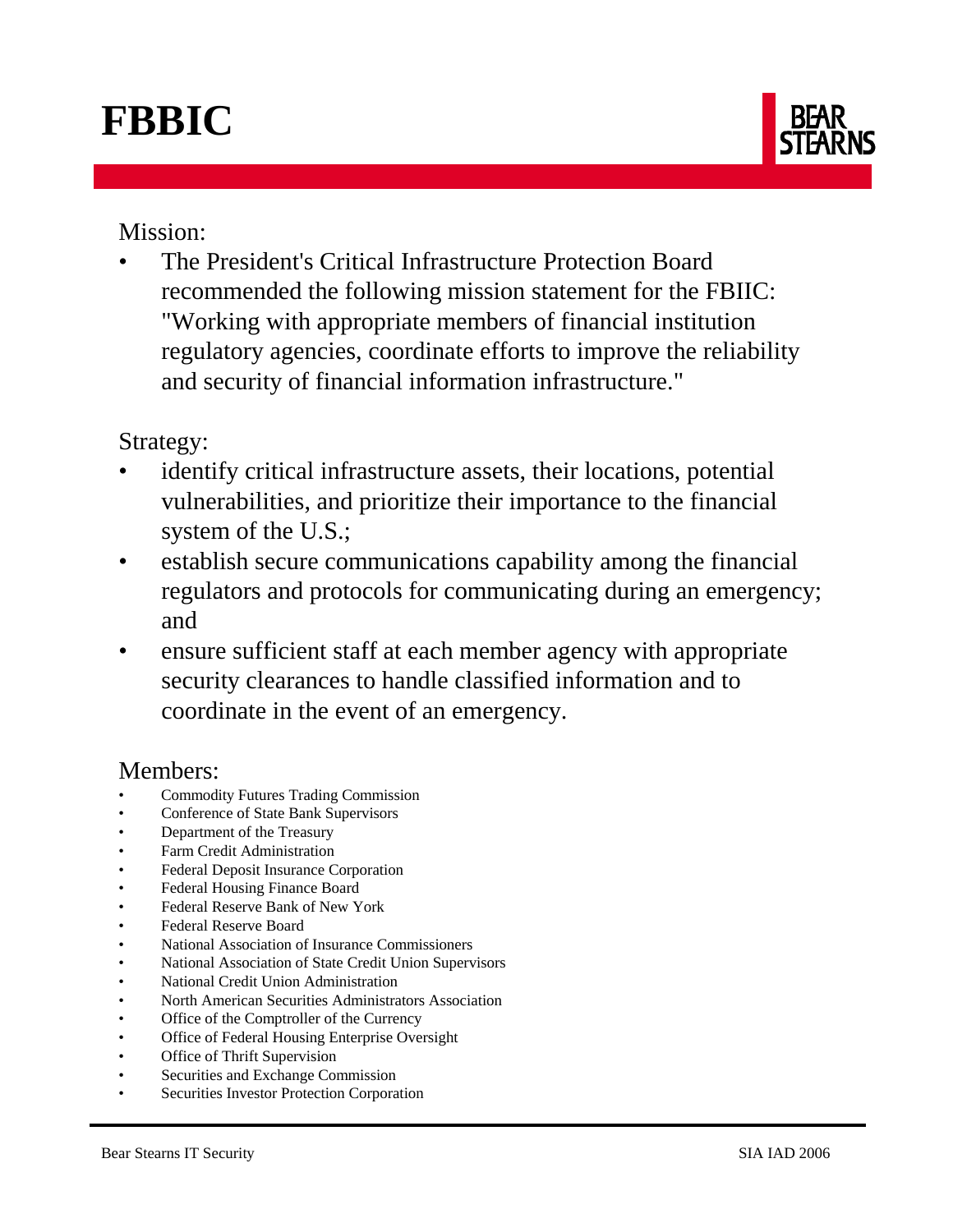# FBBIC

Mission:

- The President's Critical Infrastructure Protection Board recommended the following mission statement for the FBIIC: "Working with appropriate members of financial institution regulatory agencies, coordinate efforts to improve the reliability and security of financial information infrastructure."

Strategy:

- identify critical infrastructure assets, their locations, potential vulnerabilities, and prioritize their importance to the financial system of the U.S.;
- establish secure communications capability among the financial regulators and protocols for communicating during an emergency; and
- ensure sufficient staff at each member agency with appropriate security clearances to handle classified information and to coordinate in the event of an emergency.

Members:

- Commodity Futures Trading Commission
- Conference of State Bank Supervisors
- Department of the Treasury
- Farm Credit Administration
- Federal Deposit Insurance Corporation
- Federal Housing Finance Board
- Federal Reserve Bank of New York
- Federal Reserve Board
- National Association of Insurance Commissioners
- National Association of State Credit Union Supervisors
- National Credit Union Administration
- North American Securities Administrators Association
- Office of the Comptroller of the Currency
- Office of Federal Housing Enterprise Oversight
- Office of Thrift Supervision
- Securities and Exchange Commission
- Securities Investor Protection Corporation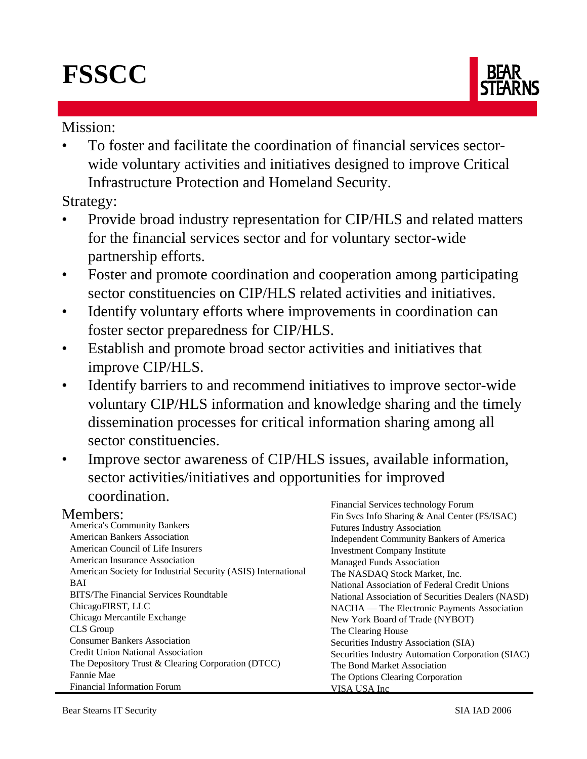# FSSCC

Mission:

- To foster and facilitate the coordination of financial services sector-wide voluntary activities and initiatives designed to improve Critical Infrastructure Protection and Homeland Security.

Strategy:

- Provide broad industry representation for CIP/HLS and related matters for the financial services sector and for voluntary sector-wide partnership efforts.
- Foster and promote coordination and cooperation among participating sector constituencies on CIP/HLS related activities and initiatives.
- Identify voluntary efforts where improvements in coordination can foster sector preparedness for CIP/HLS.
- Establish and promote broad sector activities and initiatives that improve CIP/HLS.
- Identify barriers to and recommend initiatives to improve sector-wide voluntary CIP/HLS information and knowledge sharing and the timely dissemination processes for critical information sharing among all sector constituencies.
- Improve sector awareness of CIP/HLS issues, available information, sector activities/initiatives and opportunities for improved coordination.

Members:

America's Community Bankers
American Bankers Association
American Council of Life Insurers
American Insurance Association
American Society for Industrial Security (ASIS) International
BAI
BITS/The Financial Services Roundtable
ChicagoFIRST, LLC
Chicago Mercantile Exchange
CLS Group
Consumer Bankers Association
Credit Union National Association
The Depository Trust & Clearing Corporation (DTCC)
Fannie Mae
Financial Information Forum
Financial Services technology Forum
Fin Svcs Info Sharing & Anal Center (FS/ISAC)
Futures Industry Association
Independent Community Bankers of America
Investment Company Institute
Managed Funds Association
The NASDAQ Stock Market, Inc.
National Association of Federal Credit Unions
National Association of Securities Dealers (NASD)
NACHA — The Electronic Payments Association
New York Board of Trade (NYBOT)
The Clearing House
Securities Industry Association (SIA)
Securities Industry Automation Corporation (SIAC)
The Bond Market Association
The Options Clearing Corporation
VISA USA Inc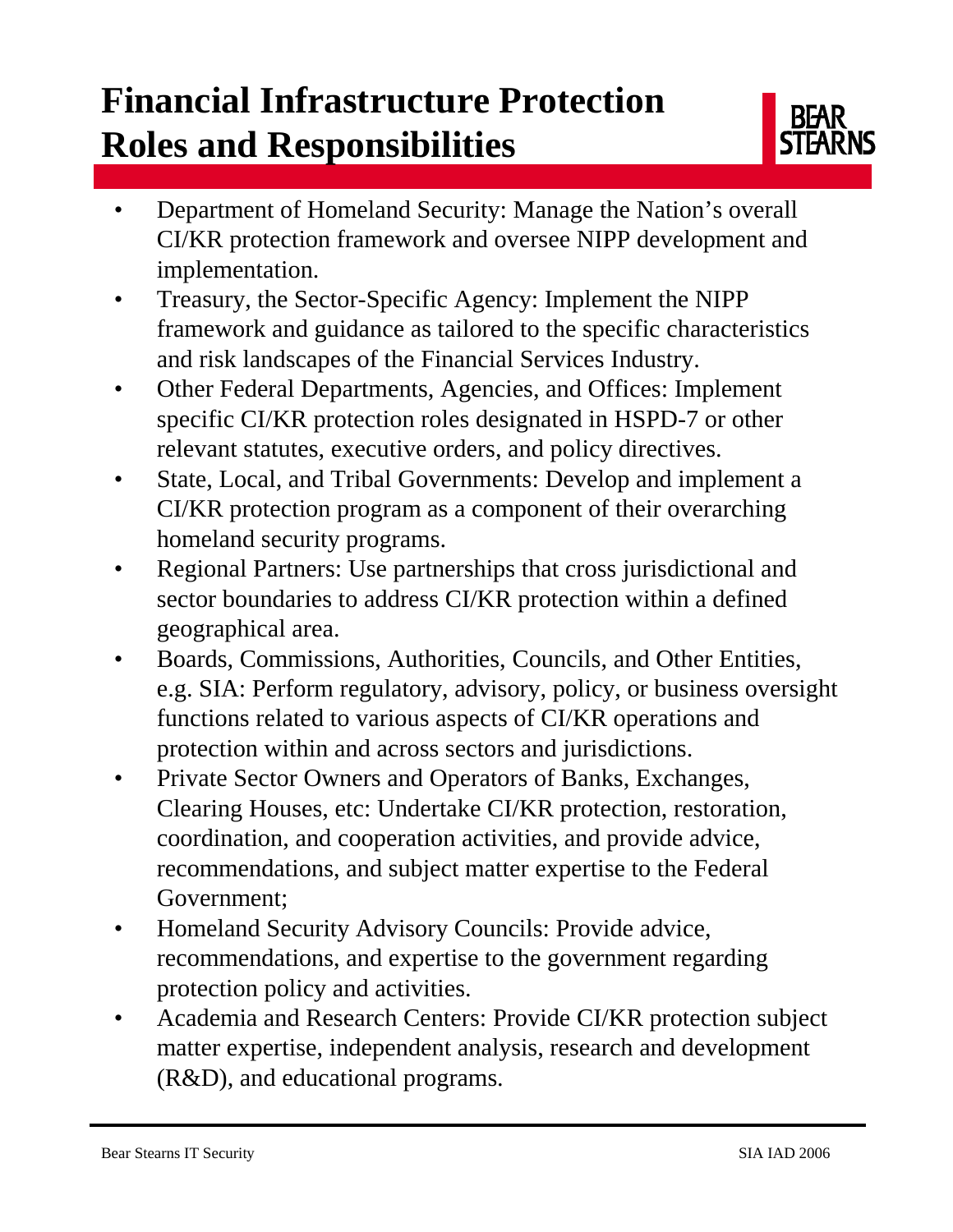# Financial Infrastructure Protection Roles and Responsibilities

- Department of Homeland Security: Manage the Nation's overall CI/KR protection framework and oversee NIPP development and implementation.
- Treasury, the Sector-Specific Agency: Implement the NIPP framework and guidance as tailored to the specific characteristics and risk landscapes of the Financial Services Industry.
- Other Federal Departments, Agencies, and Offices: Implement specific CI/KR protection roles designated in HSPD-7 or other relevant statutes, executive orders, and policy directives.
- State, Local, and Tribal Governments: Develop and implement a CI/KR protection program as a component of their overarching homeland security programs.
- Regional Partners: Use partnerships that cross jurisdictional and sector boundaries to address CI/KR protection within a defined geographical area.
- Boards, Commissions, Authorities, Councils, and Other Entities, e.g. SIA: Perform regulatory, advisory, policy, or business oversight functions related to various aspects of CI/KR operations and protection within and across sectors and jurisdictions.
- Private Sector Owners and Operators of Banks, Exchanges, Clearing Houses, etc: Undertake CI/KR protection, restoration, coordination, and cooperation activities, and provide advice, recommendations, and subject matter expertise to the Federal Government;
- Homeland Security Advisory Councils: Provide advice, recommendations, and expertise to the government regarding protection policy and activities.
- Academia and Research Centers: Provide CI/KR protection subject matter expertise, independent analysis, research and development (R&D), and educational programs.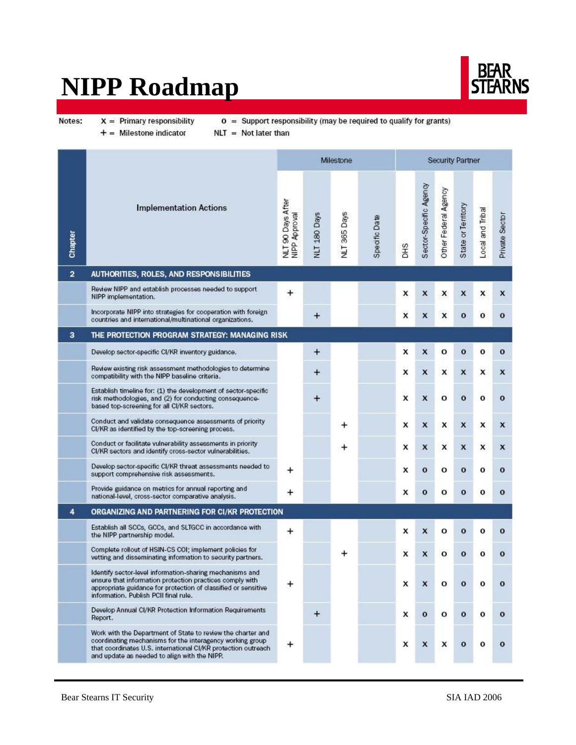# NIPP Roadmap

Notes: x = Primary responsibility   o = Support responsibility (may be required to qualify for grants)
+ = Milestone indicator   NLT = Not later than

| Chapter | Implementation Actions | Milestone | | | | Security Partner | | | | | |
|---|---|---|---|---|---|---|---|---|---|---|---|
| | | NLT 90 Days After NIPP Approval | NLT 180 Days | NLT 365 Days | Specific Date | DHS | Sector-Specific Agency | Other Federal Agency | State or Territory | Local and Tribal | Private Sector |
| **2** | **AUTHORITIES, ROLES, AND RESPONSIBILITIES** | | | | | | | | | | |
| | Review NIPP and establish processes needed to support NIPP implementation. | + | | | | x | x | x | x | x | x |
| | Incorporate NIPP into strategies for cooperation with foreign countries and international/multinational organizations. | | + | | | x | x | x | o | o | o |
| **3** | **THE PROTECTION PROGRAM STRATEGY: MANAGING RISK** | | | | | | | | | | |
| | Develop sector-specific CI/KR inventory guidance. | | + | | | x | x | o | o | o | o |
| | Review existing risk assessment methodologies to determine compatibility with the NIPP baseline criteria. | | + | | | x | x | x | x | x | x |
| | Establish timeline for: (1) the development of sector-specific risk methodologies, and (2) for conducting consequence-based top-screening for all CI/KR sectors. | | + | | | x | x | o | o | o | o |
| | Conduct and validate consequence assessments of priority CI/KR as identified by the top-screening process. | | | + | | x | x | x | x | x | x |
| | Conduct or facilitate vulnerability assessments in priority CI/KR sectors and identify cross-sector vulnerabilities. | | | + | | x | x | x | x | x | x |
| | Develop sector-specific CI/KR threat assessments needed to support comprehensive risk assessments. | + | | | | x | o | o | o | o | o |
| | Provide guidance on metrics for annual reporting and national-level, cross-sector comparative analysis. | + | | | | x | o | o | o | o | o |
| **4** | **ORGANIZING AND PARTNERING FOR CI/KR PROTECTION** | | | | | | | | | | |
| | Establish all SCCs, GCCs, and SLTGCC in accordance with the NIPP partnership model. | + | | | | x | x | o | o | o | o |
| | Complete rollout of HSIN-CS COI; implement policies for vetting and disseminating information to security partners. | | | + | | x | x | o | o | o | o |
| | Identify sector-level information-sharing mechanisms and ensure that information protection practices comply with appropriate guidance for protection of classified or sensitive information. Publish PCII final rule. | + | | | | x | x | o | o | o | o |
| | Develop Annual CI/KR Protection Information Requirements Report. | | + | | | x | o | o | o | o | o |
| | Work with the Department of State to review the charter and coordinating mechanisms for the interagency working group that coordinates U.S. international CI/KR protection outreach and update as needed to align with the NIPP. | + | | | | x | x | x | o | o | o |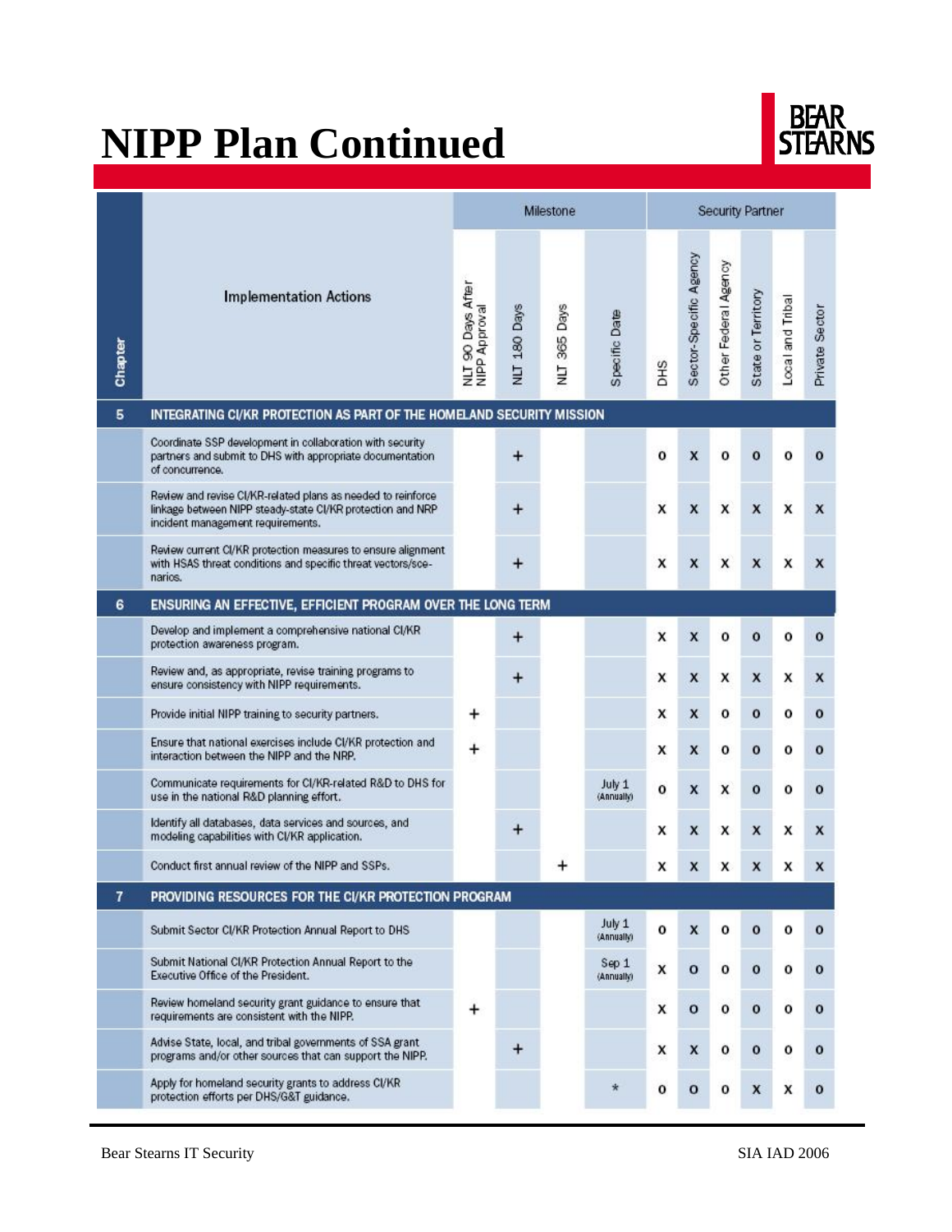# NIPP Plan Continued

| Chapter | Implementation Actions | Milestone | | | | Security Partner | | | | | |
|---|---|---|---|---|---|---|---|---|---|---|---|
| | | NLT 90 Days After NIPP Approval | NLT 180 Days | NLT 365 Days | Specific Date | DHS | Sector-Specific Agency | Other Federal Agency | State or Territory | Local and Tribal | Private Sector |
| **5** | **INTEGRATING CI/KR PROTECTION AS PART OF THE HOMELAND SECURITY MISSION** | | | | | | | | | | |
| | Coordinate SSP development in collaboration with security partners and submit to DHS with appropriate documentation of concurrence. | | + | | | o | x | o | o | o | o |
| | Review and revise CI/KR-related plans as needed to reinforce linkage between NIPP steady-state CI/KR protection and NRP incident management requirements. | | + | | | x | x | x | x | x | x |
| | Review current CI/KR protection measures to ensure alignment with HSAS threat conditions and specific threat vectors/scenarios. | | + | | | x | x | x | x | x | x |
| **6** | **ENSURING AN EFFECTIVE, EFFICIENT PROGRAM OVER THE LONG TERM** | | | | | | | | | | |
| | Develop and implement a comprehensive national CI/KR protection awareness program. | | + | | | x | x | o | o | o | o |
| | Review and, as appropriate, revise training programs to ensure consistency with NIPP requirements. | | + | | | x | x | x | x | x | x |
| | Provide initial NIPP training to security partners. | + | | | | x | x | o | o | o | o |
| | Ensure that national exercises include CI/KR protection and interaction between the NIPP and the NRP. | + | | | | x | x | o | o | o | o |
| | Communicate requirements for CI/KR-related R&D to DHS for use in the national R&D planning effort. | | | | July 1 (Annually) | o | x | x | o | o | o |
| | Identify all databases, data services and sources, and modeling capabilities with CI/KR application. | | + | | | x | x | x | x | x | x |
| | Conduct first annual review of the NIPP and SSPs. | | | + | | x | x | x | x | x | x |
| **7** | **PROVIDING RESOURCES FOR THE CI/KR PROTECTION PROGRAM** | | | | | | | | | | |
| | Submit Sector CI/KR Protection Annual Report to DHS | | | | July 1 (Annually) | o | x | o | o | o | o |
| | Submit National CI/KR Protection Annual Report to the Executive Office of the President. | | | | Sep 1 (Annually) | x | o | o | o | o | o |
| | Review homeland security grant guidance to ensure that requirements are consistent with the NIPP. | + | | | | x | o | o | o | o | o |
| | Advise State, local, and tribal governments of SSA grant programs and/or other sources that can support the NIPP. | | + | | | x | x | o | o | o | o |
| | Apply for homeland security grants to address CI/KR protection efforts per DHS/G&T guidance. | | | | * | o | o | o | x | x | o |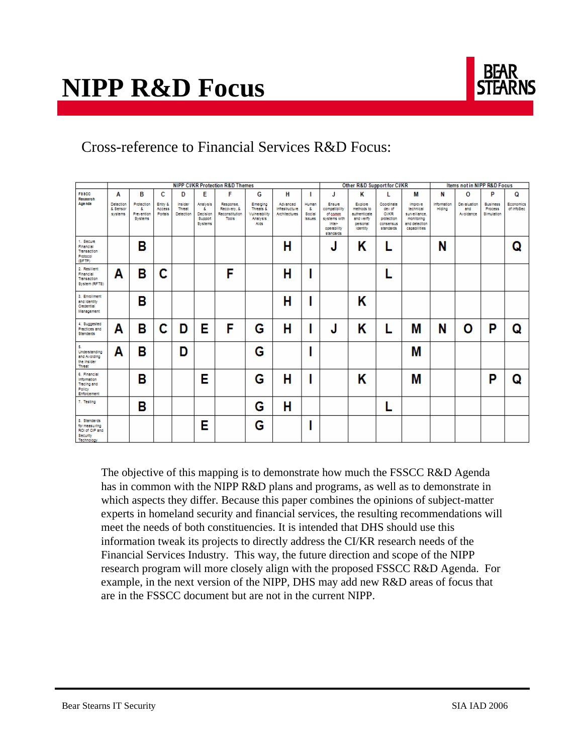# NIPP R&D Focus

Cross-reference to Financial Services R&D Focus:

| | NIPP CI/KR Protection R&D Themes | | | | | | | | | Other R&D Support for CI/KR | | | | Items not in NIPP R&D Focus | | | |
|---|---|---|---|---|---|---|---|---|---|---|---|---|---|---|---|---|---|
| **FSSCC Research Agenda** | **A** Detection & Sensor systems | **B** Protection & Prevention Systems | **C** Entry & Access Portals | **D** Insider Threat Detection | **E** Analysis & Decision Support Systems | **F** Response, Recovery, & Reconstitution Tools | **G** Emerging Threats & Vulnerability Analysis Aids | **H** Advanced Infrastructure Architectures | **I** Human & Social Issues | **J** Ensure compatibility of comm systems with inter-operability standards | **K** Explore methods to authenticate and verify personal identity | **L** Coordinate dev of CI/KR protection consensus standards | **M** Improve technical surveillance, monitoring and detection capabilities | **N** Information Hiding | **O** Devaluation and Avoidance | **P** Business Process Simulation | **Q** Economics of InfoSec |
| 1. Secure Financial Transaction Protocol (SFTP) | | B | | | | | | H | | J | K | L | | N | | | Q |
| 2. Resilient Financial Transaction System (RFTS) | A | B | C | | | F | | H | I | | | L | | | | | |
| 3. Enrollment and Identity Credential Management | | B | | | | | | H | I | | K | | | | | | |
| 4. Suggested Practices and Standards | A | B | C | D | E | F | G | H | I | J | K | L | M | N | O | P | Q |
| 5. Understanding and Avoiding the Insider Threat | A | B | | D | | | G | | I | | | | M | | | | |
| 6. Financial Information Tracing and Policy Enforcement | | B | | | E | | G | H | I | | K | | M | | | P | Q |
| 7. Testing | | B | | | | | G | H | | | | L | | | | | |
| 8. Standards for measuring ROI of CIP and Security Technology | | | | | E | | G | | I | | | | | | | | |

The objective of this mapping is to demonstrate how much the FSSCC R&D Agenda has in common with the NIPP R&D plans and programs, as well as to demonstrate in which aspects they differ. Because this paper combines the opinions of subject-matter experts in homeland security and financial services, the resulting recommendations will meet the needs of both constituencies. It is intended that DHS should use this information tweak its projects to directly address the CI/KR research needs of the Financial Services Industry. This way, the future direction and scope of the NIPP research program will more closely align with the proposed FSSCC R&D Agenda. For example, in the next version of the NIPP, DHS may add new R&D areas of focus that are in the FSSCC document but are not in the current NIPP.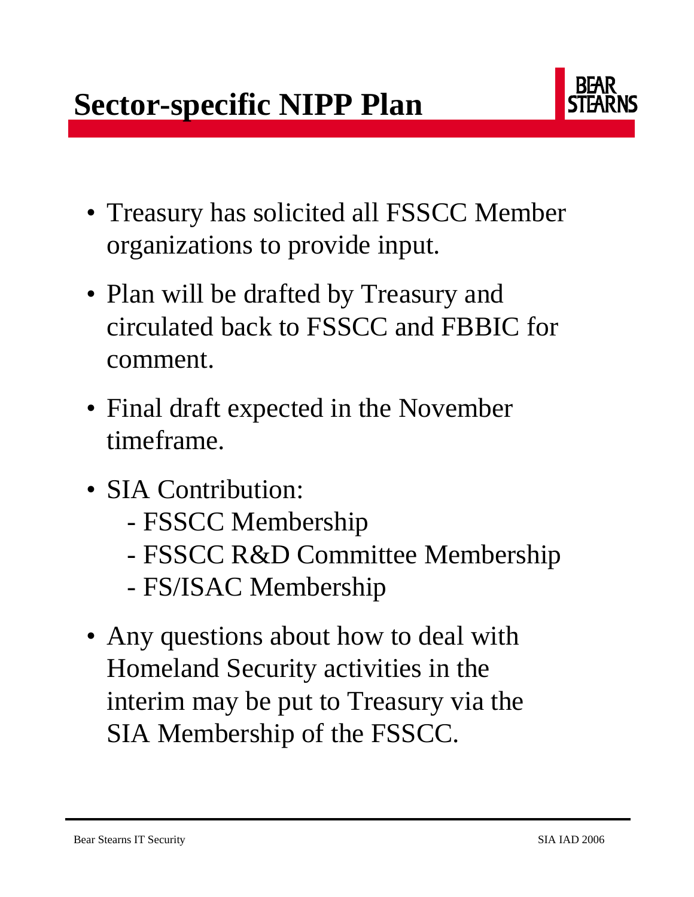# Sector-specific NIPP Plan

- Treasury has solicited all FSSCC Member organizations to provide input.
- Plan will be drafted by Treasury and circulated back to FSSCC and FBBIC for comment.
- Final draft expected in the November timeframe.
- SIA Contribution:
  - FSSCC Membership
  - FSSCC R&D Committee Membership
  - FS/ISAC Membership
- Any questions about how to deal with Homeland Security activities in the interim may be put to Treasury via the SIA Membership of the FSSCC.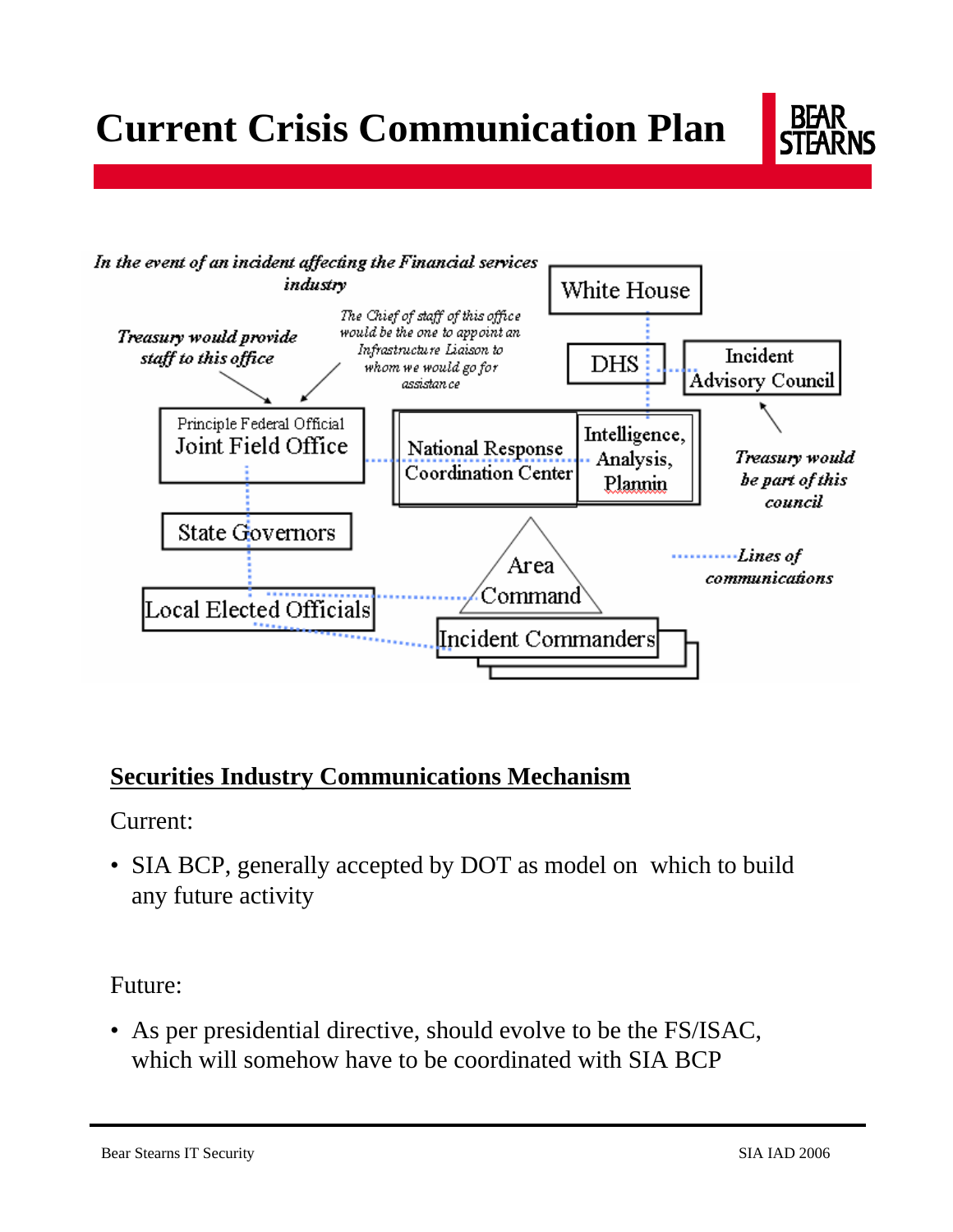# Current Crisis Communication Plan

*In the event of an incident affecting the Financial services industry*

White House

DHS

Incident Advisory Council

*Treasury would provide staff to this office*

*The Chief of staff of this office would be the one to appoint an Infrastructure Liaison to whom we would go for assistance*

Principle Federal Official
Joint Field Office

National Response Coordination Center

Intelligence, Analysis, Plannin

*Treasury would be part of this council*

State Governors

Area Command

*Lines of communications*

Local Elected Officials

Incident Commanders

## Securities Industry Communications Mechanism

Current:

- SIA BCP, generally accepted by DOT as model on which to build any future activity

Future:

- As per presidential directive, should evolve to be the FS/ISAC, which will somehow have to be coordinated with SIA BCP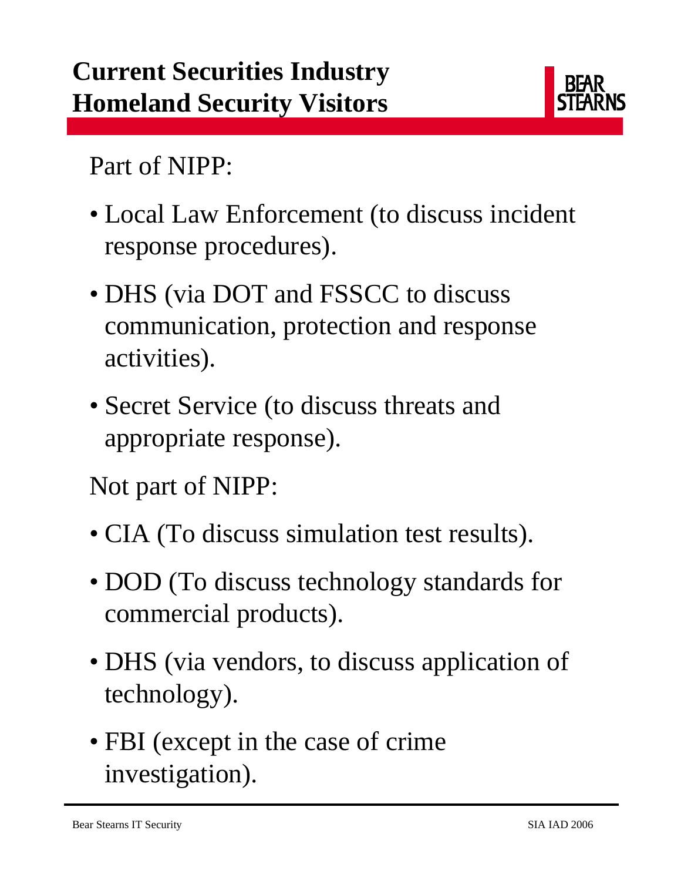# Current Securities Industry Homeland Security Visitors

Part of NIPP:

- Local Law Enforcement (to discuss incident response procedures).
- DHS (via DOT and FSSCC to discuss communication, protection and response activities).
- Secret Service (to discuss threats and appropriate response).

Not part of NIPP:

- CIA (To discuss simulation test results).
- DOD (To discuss technology standards for commercial products).
- DHS (via vendors, to discuss application of technology).
- FBI (except in the case of crime investigation).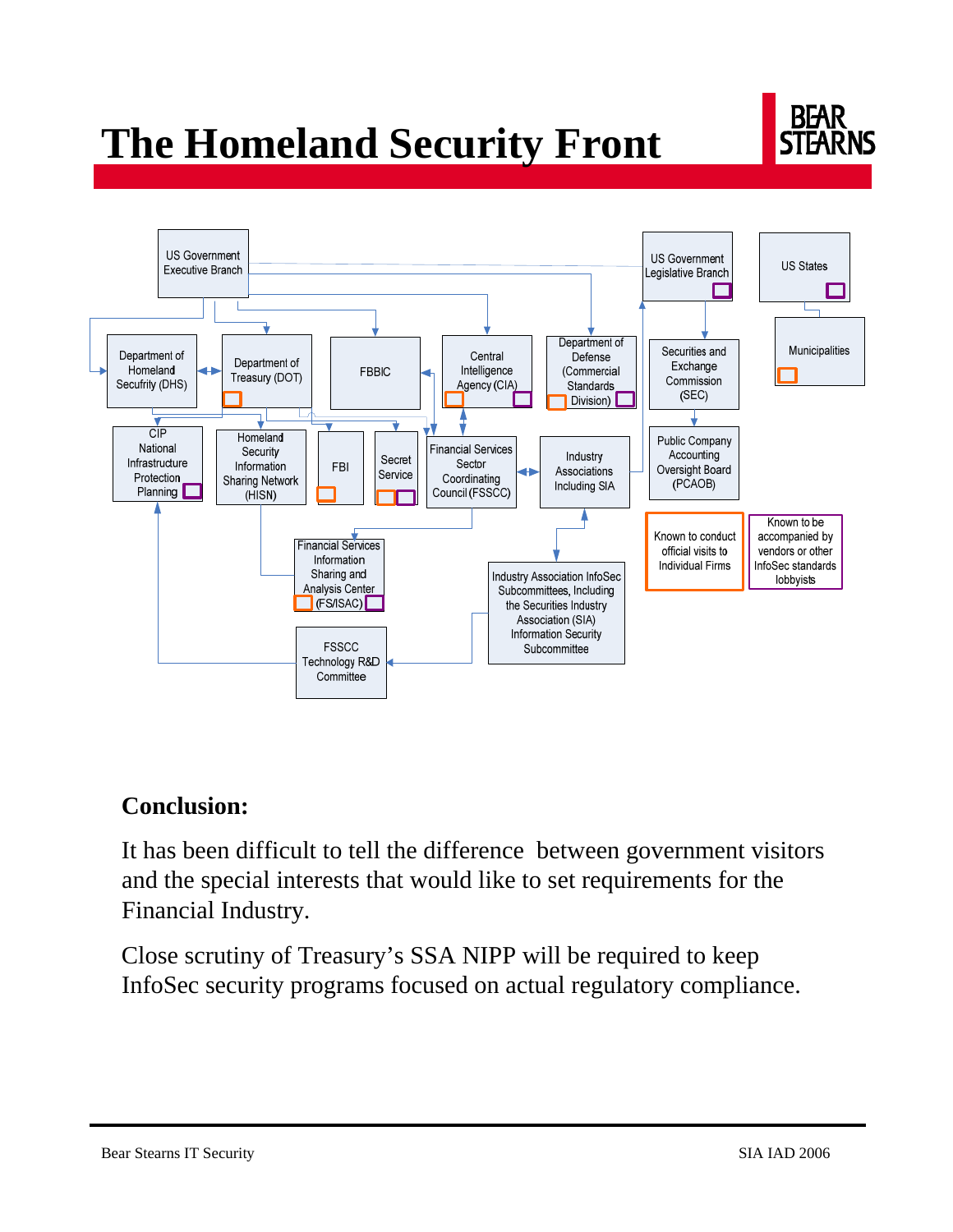# The Homeland Security Front

US Government Executive Branch

US Government Legislative Branch

US States

Department of Homeland Secufrity (DHS)

Department of Treasury (DOT)

FBBIC

Central Intelligence Agency (CIA)

Department of Defense (Commercial Standards Division)

Securities and Exchange Commission (SEC)

Municipalities

CIP National Infrastructure Protection Planning

Homeland Security Information Sharing Network (HISN)

FBI

Secret Service

Financial Services Sector Coordinating Council (FSSCC)

Industry Associations Including SIA

Public Company Accounting Oversight Board (PCAOB)

Known to conduct official visits to Individual Firms

Known to be accompanied by vendors or other InfoSec standards lobbyists

Financial Services Information Sharing and Analysis Center (FS/ISAC)

Industry Association InfoSec Subcommittees, Including the Securities Industry Association (SIA) Information Security Subcommittee

FSSCC Technology R&D Committee

**Conclusion:**

It has been difficult to tell the difference between government visitors and the special interests that would like to set requirements for the Financial Industry.

Close scrutiny of Treasury's SSA NIPP will be required to keep InfoSec security programs focused on actual regulatory compliance.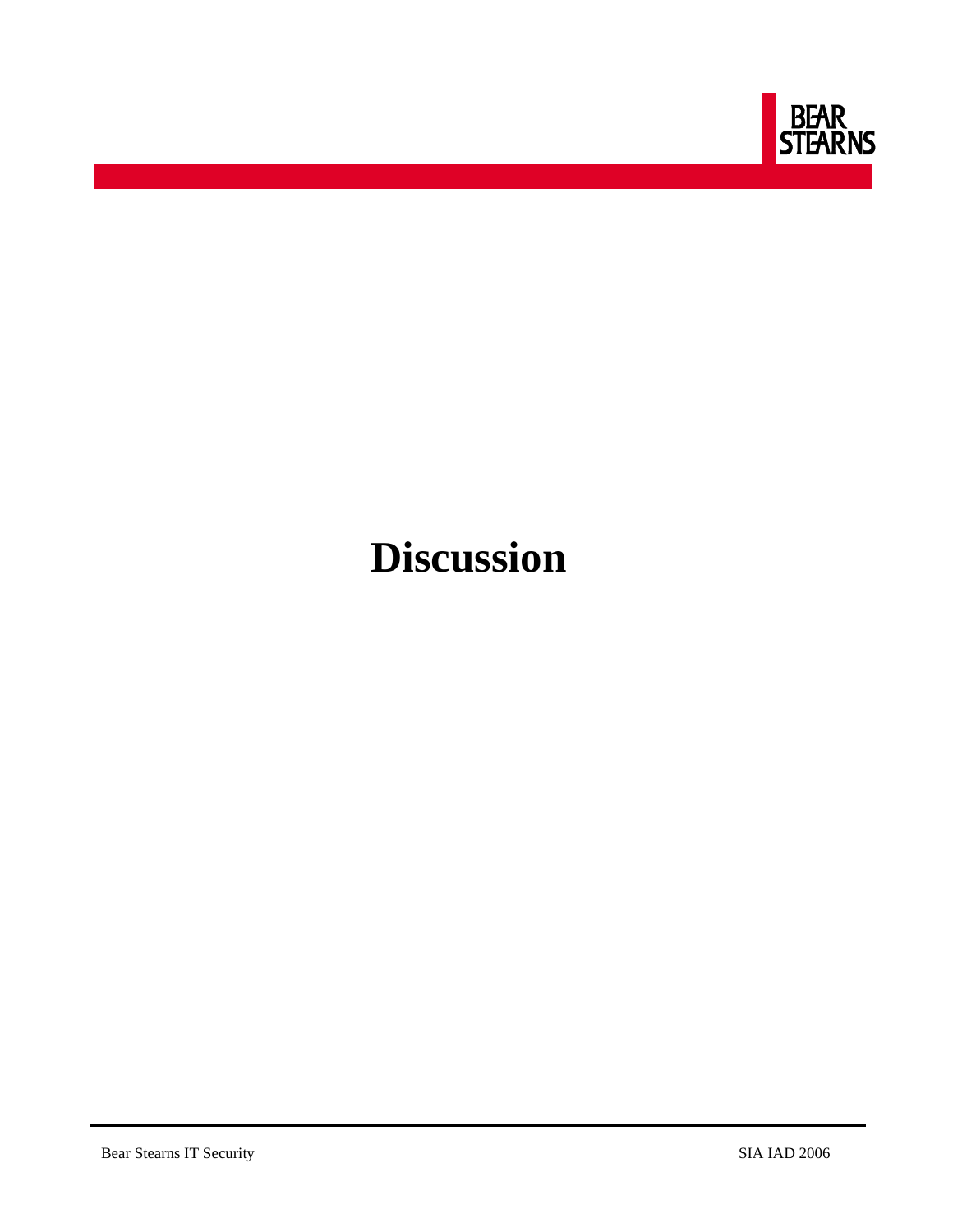# Discussion